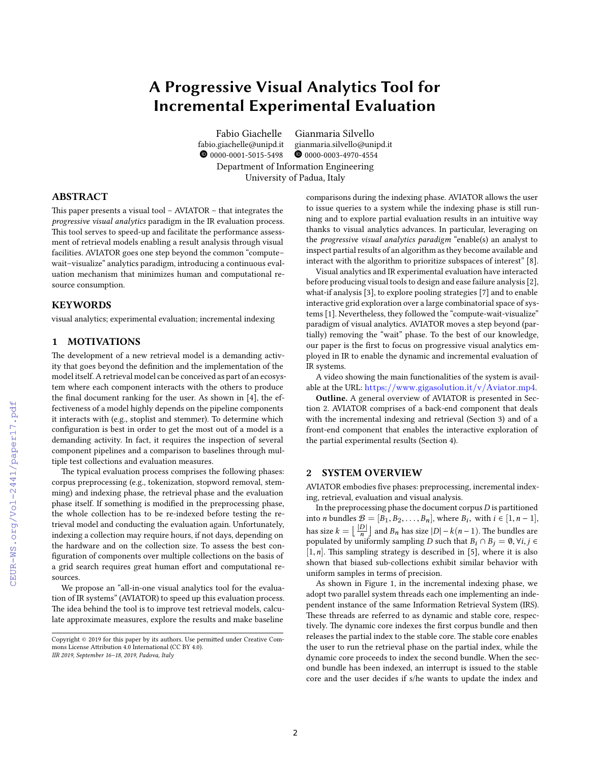# A Progressive Visual Analytics Tool for Incremental Experimental Evaluation

Fabio Giachelle  
fabio.giachelle@unipd.it  
0000-0001-5015-5498

Gianmaria Silvello  
gianmaria.silvello@unipd.it  
0000-0003-4970-4554

Department of Information Engineering  
University of Padua, Italy

## ABSTRACT

This paper presents a visual tool – AVIATOR – that integrates the *progressive visual analytics* paradigm in the IR evaluation process. This tool serves to speed-up and facilitate the performance assessment of retrieval models enabling a result analysis through visual facilities. AVIATOR goes one step beyond the common "compute–wait–visualize" analytics paradigm, introducing a continuous evaluation mechanism that minimizes human and computational resource consumption.

## KEYWORDS

visual analytics; experimental evaluation; incremental indexing

## 1 MOTIVATIONS

The development of a new retrieval model is a demanding activity that goes beyond the definition and the implementation of the model itself. A retrieval model can be conceived as part of an ecosystem where each component interacts with the others to produce the final document ranking for the user. As shown in [4], the effectiveness of a model highly depends on the pipeline components it interacts with (e.g., stoplist and stemmer). To determine which configuration is best in order to get the most out of a model is a demanding activity. In fact, it requires the inspection of several component pipelines and a comparison to baselines through multiple test collections and evaluation measures.

The typical evaluation process comprises the following phases: corpus preprocessing (e.g., tokenization, stopword removal, stemming) and indexing phase, the retrieval phase and the evaluation phase itself. If something is modified in the preprocessing phase, the whole collection has to be re-indexed before testing the retrieval model and conducting the evaluation again. Unfortunately, indexing a collection may require hours, if not days, depending on the hardware and on the collection size. To assess the best configuration of components over multiple collections on the basis of a grid search requires great human effort and computational resources.

We propose an "all-in-one visual analytics tool for the evaluation of IR systems" (AVIATOR) to speed up this evaluation process. The idea behind the tool is to improve test retrieval models, calculate approximate measures, explore the results and make baseline comparisons during the indexing phase. AVIATOR allows the user to issue queries to a system while the indexing phase is still running and to explore partial evaluation results in an intuitive way thanks to visual analytics advances. In particular, leveraging on the *progressive visual analytics paradigm* "enable(s) an analyst to inspect partial results of an algorithm as they become available and interact with the algorithm to prioritize subspaces of interest" [8].

Visual analytics and IR experimental evaluation have interacted before producing visual tools to design and ease failure analysis [2], what-if analysis [3], to explore pooling strategies [7] and to enable interactive grid exploration over a large combinatorial space of systems [1]. Nevertheless, they followed the "compute-wait-visualize" paradigm of visual analytics. AVIATOR moves a step beyond (partially) removing the "wait" phase. To the best of our knowledge, our paper is the first to focus on progressive visual analytics employed in IR to enable the dynamic and incremental evaluation of IR systems.

A video showing the main functionalities of the system is available at the URL: https://www.gigasolution.it/v/Aviator.mp4.

**Outline.** A general overview of AVIATOR is presented in Section 2. AVIATOR comprises of a back-end component that deals with the incremental indexing and retrieval (Section 3) and of a front-end component that enables the interactive exploration of the partial experimental results (Section 4).

## 2 SYSTEM OVERVIEW

AVIATOR embodies five phases: preprocessing, incremental indexing, retrieval, evaluation and visual analysis.

In the preprocessing phase the document corpus $D$ is partitioned into $n$ bundles $\mathcal{B} = [B_1, B_2, \ldots, B_n]$, where $B_i$, with $i \in [1, n-1]$, has size $k = \lfloor \frac{|D|}{n} \rfloor$ and $B_n$ has size $|D| - k(n-1)$. The bundles are populated by uniformly sampling $D$ such that $B_i \cap B_j = \emptyset, \forall i, j \in [1, n]$. This sampling strategy is described in [5], where it is also shown that biased sub-collections exhibit similar behavior with uniform samples in terms of precision.

As shown in Figure 1, in the incremental indexing phase, we adopt two parallel system threads each one implementing an independent instance of the same Information Retrieval System (IRS). These threads are referred to as dynamic and stable core, respectively. The dynamic core indexes the first corpus bundle and then releases the partial index to the stable core. The stable core enables the user to run the retrieval phase on the partial index, while the dynamic core proceeds to index the second bundle. When the second bundle has been indexed, an interrupt is issued to the stable core and the user decides if s/he wants to update the index and

Copyright © 2019 for this paper by its authors. Use permitted under Creative Commons License Attribution 4.0 International (CC BY 4.0).  
*IIR 2019, September 16–18, 2019, Padova, Italy*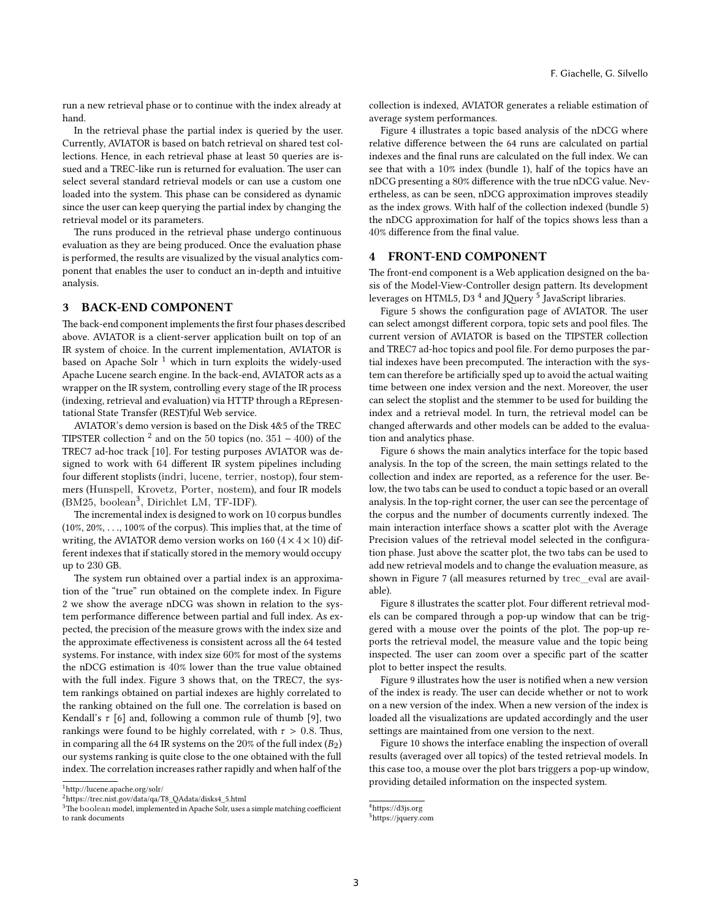run a new retrieval phase or to continue with the index already at hand.

In the retrieval phase the partial index is queried by the user. Currently, AVIATOR is based on batch retrieval on shared test collections. Hence, in each retrieval phase at least 50 queries are issued and a TREC-like run is returned for evaluation. The user can select several standard retrieval models or can use a custom one loaded into the system. This phase can be considered as dynamic since the user can keep querying the partial index by changing the retrieval model or its parameters.

The runs produced in the retrieval phase undergo continuous evaluation as they are being produced. Once the evaluation phase is performed, the results are visualized by the visual analytics component that enables the user to conduct an in-depth and intuitive analysis.

## 3 BACK-END COMPONENT

The back-end component implements the first four phases described above. AVIATOR is a client-server application built on top of an IR system of choice. In the current implementation, AVIATOR is based on Apache Solr [1] which in turn exploits the widely-used Apache Lucene search engine. In the back-end, AVIATOR acts as a wrapper on the IR system, controlling every stage of the IR process (indexing, retrieval and evaluation) via HTTP through a REpresentational State Transfer (REST)ful Web service.

AVIATOR's demo version is based on the Disk 4&5 of the TREC TIPSTER collection [2] and on the $50$ topics (no. $351 - 400$) of the TREC7 ad-hoc track [10]. For testing purposes AVIATOR was designed to work with $64$ different IR system pipelines including four different stoplists (indri, lucene, terrier, nostop), four stemmers (Hunspell, Krovetz, Porter, nostem), and four IR models (BM25, boolean[3], Dirichlet LM, TF-IDF).

The incremental index is designed to work on $10$ corpus bundles (10%, 20%, . . ., 100% of the corpus). This implies that, at the time of writing, the AVIATOR demo version works on 160 ($4 \times 4 \times 10$) different indexes that if statically stored in the memory would occupy up to 230 GB.

The system run obtained over a partial index is an approximation of the "true" run obtained on the complete index. In Figure 2 we show the average nDCG was shown in relation to the system performance difference between partial and full index. As expected, the precision of the measure grows with the index size and the approximate effectiveness is consistent across all the 64 tested systems. For instance, with index size 60% for most of the systems the nDCG estimation is $40\%$ lower than the true value obtained with the full index. Figure 3 shows that, on the TREC7, the system rankings obtained on partial indexes are highly correlated to the ranking obtained on the full one. The correlation is based on Kendall's $\tau$ [6] and, following a common rule of thumb [9], two rankings were found to be highly correlated, with $\tau > 0.8$. Thus, in comparing all the 64 IR systems on the 20% of the full index ($B_2$) our systems ranking is quite close to the one obtained with the full index. The correlation increases rather rapidly and when half of the collection is indexed, AVIATOR generates a reliable estimation of average system performances.

Figure 4 illustrates a topic based analysis of the nDCG where relative difference between the 64 runs are calculated on partial indexes and the final runs are calculated on the full index. We can see that with a $10\%$ index (bundle 1), half of the topics have an nDCG presenting a $80\%$ difference with the true nDCG value. Nevertheless, as can be seen, nDCG approximation improves steadily as the index grows. With half of the collection indexed (bundle 5) the nDCG approximation for half of the topics shows less than a $40\%$ difference from the final value.

## 4 FRONT-END COMPONENT

The front-end component is a Web application designed on the basis of the Model-View-Controller design pattern. Its development leverages on HTML5, D3 [4] and JQuery [5] JavaScript libraries.

Figure 5 shows the configuration page of AVIATOR. The user can select amongst different corpora, topic sets and pool files. The current version of AVIATOR is based on the TIPSTER collection and TREC7 ad-hoc topics and pool file. For demo purposes the partial indexes have been precomputed. The interaction with the system can therefore be artificially sped up to avoid the actual waiting time between one index version and the next. Moreover, the user can select the stoplist and the stemmer to be used for building the index and a retrieval model. In turn, the retrieval model can be changed afterwards and other models can be added to the evaluation and analytics phase.

Figure 6 shows the main analytics interface for the topic based analysis. In the top of the screen, the main settings related to the collection and index are reported, as a reference for the user. Below, the two tabs can be used to conduct a topic based or an overall analysis. In the top-right corner, the user can see the percentage of the corpus and the number of documents currently indexed. The main interaction interface shows a scatter plot with the Average Precision values of the retrieval model selected in the configuration phase. Just above the scatter plot, the two tabs can be used to add new retrieval models and to change the evaluation measure, as shown in Figure 7 (all measures returned by trec_eval are available).

Figure 8 illustrates the scatter plot. Four different retrieval models can be compared through a pop-up window that can be triggered with a mouse over the points of the plot. The pop-up reports the retrieval model, the measure value and the topic being inspected. The user can zoom over a specific part of the scatter plot to better inspect the results.

Figure 9 illustrates how the user is notified when a new version of the index is ready. The user can decide whether or not to work on a new version of the index. When a new version of the index is loaded all the visualizations are updated accordingly and the user settings are maintained from one version to the next.

Figure 10 shows the interface enabling the inspection of overall results (averaged over all topics) of the tested retrieval models. In this case too, a mouse over the plot bars triggers a pop-up window, providing detailed information on the inspected system.

---

[1] http://lucene.apache.org/solr/

[2] https://trec.nist.gov/data/qa/T8_QAdata/disks4_5.html

[3] The boolean model, implemented in Apache Solr, uses a simple matching coefficient to rank documents

[4] https://d3js.org

[5] https://jquery.com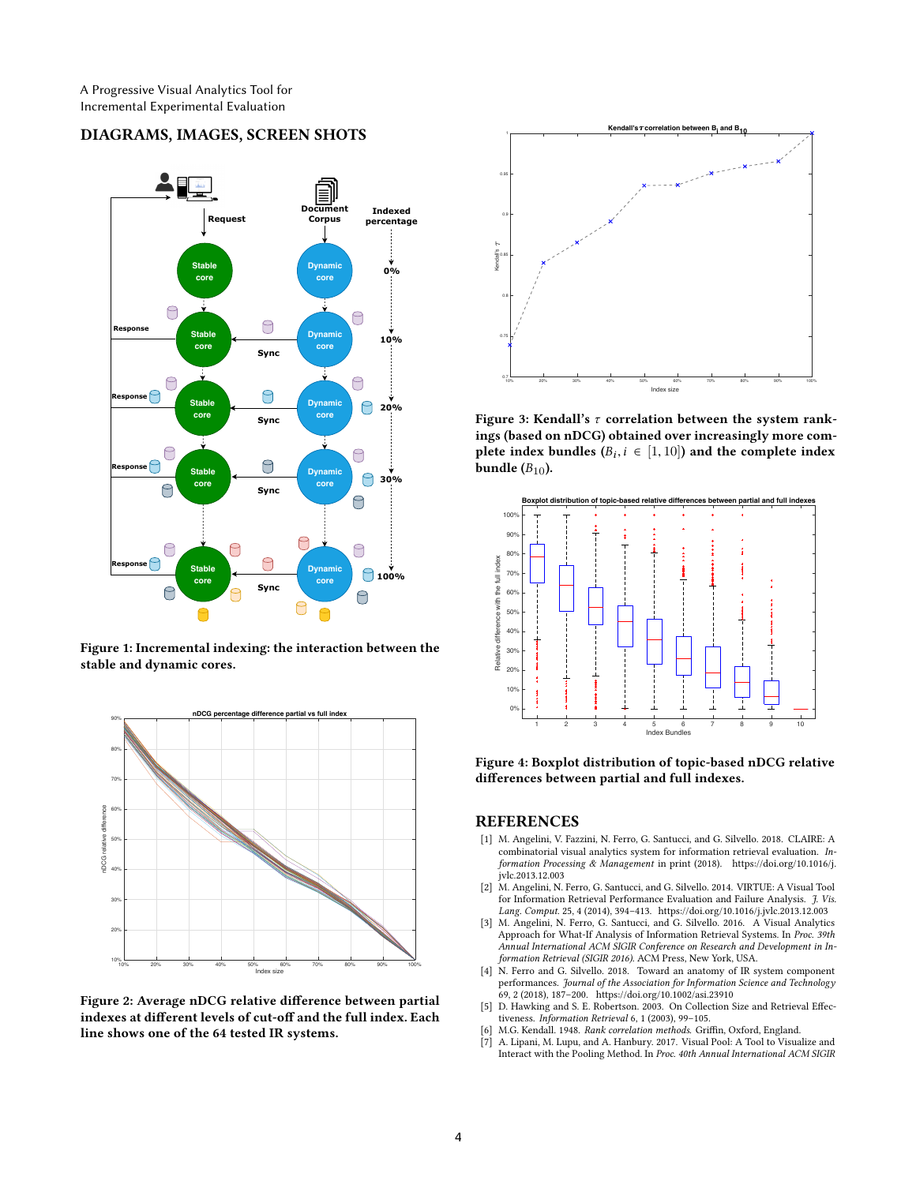## DIAGRAMS, IMAGES, SCREEN SHOTS

Figure 1: Incremental indexing: the interaction between the stable and dynamic cores.

Figure 2: Average nDCG relative difference between partial indexes at different levels of cut-off and the full index. Each line shows one of the 64 tested IR systems.

Figure 3: Kendall's $\tau$ correlation between the system rankings (based on nDCG) obtained over increasingly more complete index bundles ($B_i, i \in [1, 10]$) and the complete index bundle ($B_{10}$).

Figure 4: Boxplot distribution of topic-based nDCG relative differences between partial and full indexes.

## REFERENCES

[1] M. Angelini, V. Fazzini, N. Ferro, G. Santucci, and G. Silvello. 2018. CLAIRE: A combinatorial visual analytics system for information retrieval evaluation. *Information Processing & Management* in print (2018). https://doi.org/10.1016/j.jvlc.2013.12.003

[2] M. Angelini, N. Ferro, G. Santucci, and G. Silvello. 2014. VIRTUE: A Visual Tool for Information Retrieval Performance Evaluation and Failure Analysis. *J. Vis. Lang. Comput.* 25, 4 (2014), 394–413. https://doi.org/10.1016/j.jvlc.2013.12.003

[3] M. Angelini, N. Ferro, G. Santucci, and G. Silvello. 2016. A Visual Analytics Approach for What-If Analysis of Information Retrieval Systems. In *Proc. 39th Annual International ACM SIGIR Conference on Research and Development in Information Retrieval (SIGIR 2016)*. ACM Press, New York, USA.

[4] N. Ferro and G. Silvello. 2018. Toward an anatomy of IR system component performances. *Journal of the Association for Information Science and Technology* 69, 2 (2018), 187–200. https://doi.org/10.1002/asi.23910

[5] D. Hawking and S. E. Robertson. 2003. On Collection Size and Retrieval Effectiveness. *Information Retrieval* 6, 1 (2003), 99–105.

[6] M.G. Kendall. 1948. *Rank correlation methods.* Griffin, Oxford, England.

[7] A. Lipani, M. Lupu, and A. Hanbury. 2017. Visual Pool: A Tool to Visualize and Interact with the Pooling Method. In *Proc. 40th Annual International ACM SIGIR*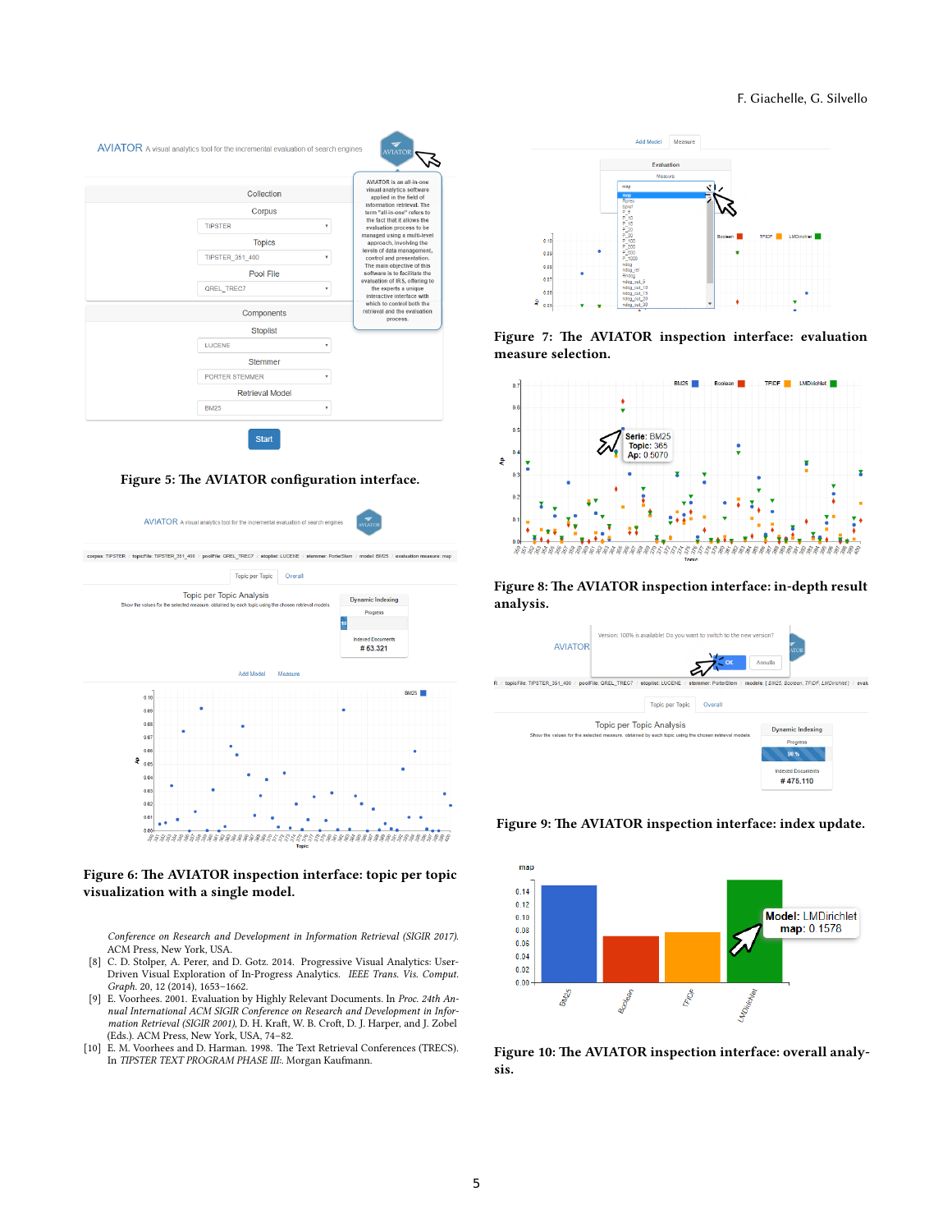Figure 5: The AVIATOR configuration interface.

Figure 6: The AVIATOR inspection interface: topic per topic visualization with a single model.

Conference on Research and Development in Information Retrieval (SIGIR 2017). ACM Press, New York, USA.

[8] C. D. Stolper, A. Perer, and D. Gotz. 2014. Progressive Visual Analytics: User-Driven Visual Exploration of In-Progress Analytics. *IEEE Trans. Vis. Comput. Graph.* 20, 12 (2014), 1653–1662.

[9] E. Voorhees. 2001. Evaluation by Highly Relevant Documents. In *Proc. 24th Annual International ACM SIGIR Conference on Research and Development in Information Retrieval (SIGIR 2001)*, D. H. Kraft, W. B. Croft, D. J. Harper, and J. Zobel (Eds.). ACM Press, New York, USA, 74–82.

[10] E. M. Voorhees and D. Harman. 1998. The Text Retrieval Conferences (TRECS). In *TIPSTER TEXT PROGRAM PHASE III:*. Morgan Kaufmann.

Figure 7: The AVIATOR inspection interface: evaluation measure selection.

Figure 8: The AVIATOR inspection interface: in-depth result analysis.

Figure 9: The AVIATOR inspection interface: index update.

Figure 10: The AVIATOR inspection interface: overall analysis.